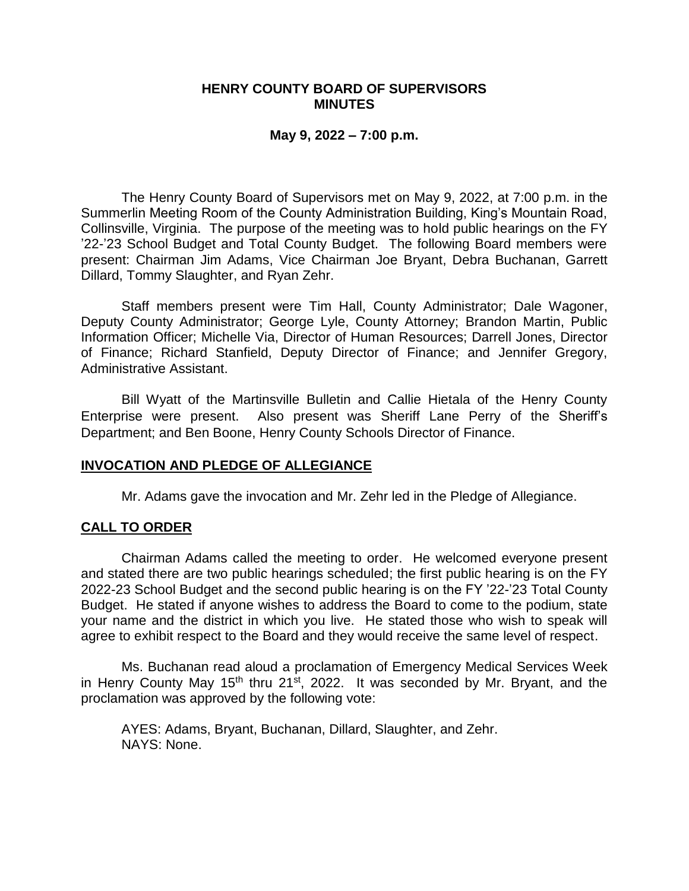# HENRY COUNTY BOARD OF SUPERVISORS MINUTES

**May 9, 2022 – 7:00 p.m.**

The Henry County Board of Supervisors met on May 9, 2022, at 7:00 p.m. in the Summerlin Meeting Room of the County Administration Building, King's Mountain Road, Collinsville, Virginia. The purpose of the meeting was to hold public hearings on the FY '22-'23 School Budget and Total County Budget. The following Board members were present: Chairman Jim Adams, Vice Chairman Joe Bryant, Debra Buchanan, Garrett Dillard, Tommy Slaughter, and Ryan Zehr.

Staff members present were Tim Hall, County Administrator; Dale Wagoner, Deputy County Administrator; George Lyle, County Attorney; Brandon Martin, Public Information Officer; Michelle Via, Director of Human Resources; Darrell Jones, Director of Finance; Richard Stanfield, Deputy Director of Finance; and Jennifer Gregory, Administrative Assistant.

Bill Wyatt of the Martinsville Bulletin and Callie Hietala of the Henry County Enterprise were present. Also present was Sheriff Lane Perry of the Sheriff's Department; and Ben Boone, Henry County Schools Director of Finance.

## INVOCATION AND PLEDGE OF ALLEGIANCE

Mr. Adams gave the invocation and Mr. Zehr led in the Pledge of Allegiance.

## CALL TO ORDER

Chairman Adams called the meeting to order. He welcomed everyone present and stated there are two public hearings scheduled; the first public hearing is on the FY 2022-23 School Budget and the second public hearing is on the FY '22-'23 Total County Budget. He stated if anyone wishes to address the Board to come to the podium, state your name and the district in which you live. He stated those who wish to speak will agree to exhibit respect to the Board and they would receive the same level of respect.

Ms. Buchanan read aloud a proclamation of Emergency Medical Services Week in Henry County May 15th thru 21st, 2022. It was seconded by Mr. Bryant, and the proclamation was approved by the following vote:

AYES: Adams, Bryant, Buchanan, Dillard, Slaughter, and Zehr.
NAYS: None.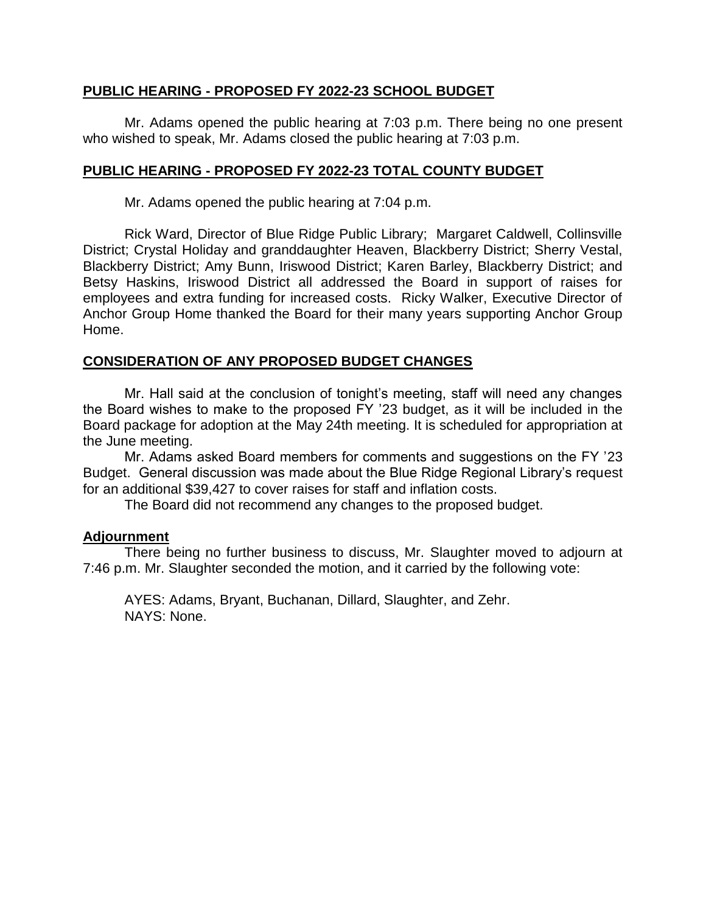## PUBLIC HEARING - PROPOSED FY 2022-23 SCHOOL BUDGET

Mr. Adams opened the public hearing at 7:03 p.m. There being no one present who wished to speak, Mr. Adams closed the public hearing at 7:03 p.m.

## PUBLIC HEARING - PROPOSED FY 2022-23 TOTAL COUNTY BUDGET

Mr. Adams opened the public hearing at 7:04 p.m.

Rick Ward, Director of Blue Ridge Public Library; Margaret Caldwell, Collinsville District; Crystal Holiday and granddaughter Heaven, Blackberry District; Sherry Vestal, Blackberry District; Amy Bunn, Iriswood District; Karen Barley, Blackberry District; and Betsy Haskins, Iriswood District all addressed the Board in support of raises for employees and extra funding for increased costs. Ricky Walker, Executive Director of Anchor Group Home thanked the Board for their many years supporting Anchor Group Home.

## CONSIDERATION OF ANY PROPOSED BUDGET CHANGES

Mr. Hall said at the conclusion of tonight's meeting, staff will need any changes the Board wishes to make to the proposed FY '23 budget, as it will be included in the Board package for adoption at the May 24th meeting. It is scheduled for appropriation at the June meeting.

Mr. Adams asked Board members for comments and suggestions on the FY '23 Budget. General discussion was made about the Blue Ridge Regional Library's request for an additional $39,427 to cover raises for staff and inflation costs.

The Board did not recommend any changes to the proposed budget.

## Adjournment

There being no further business to discuss, Mr. Slaughter moved to adjourn at 7:46 p.m. Mr. Slaughter seconded the motion, and it carried by the following vote:

AYES: Adams, Bryant, Buchanan, Dillard, Slaughter, and Zehr.
NAYS: None.